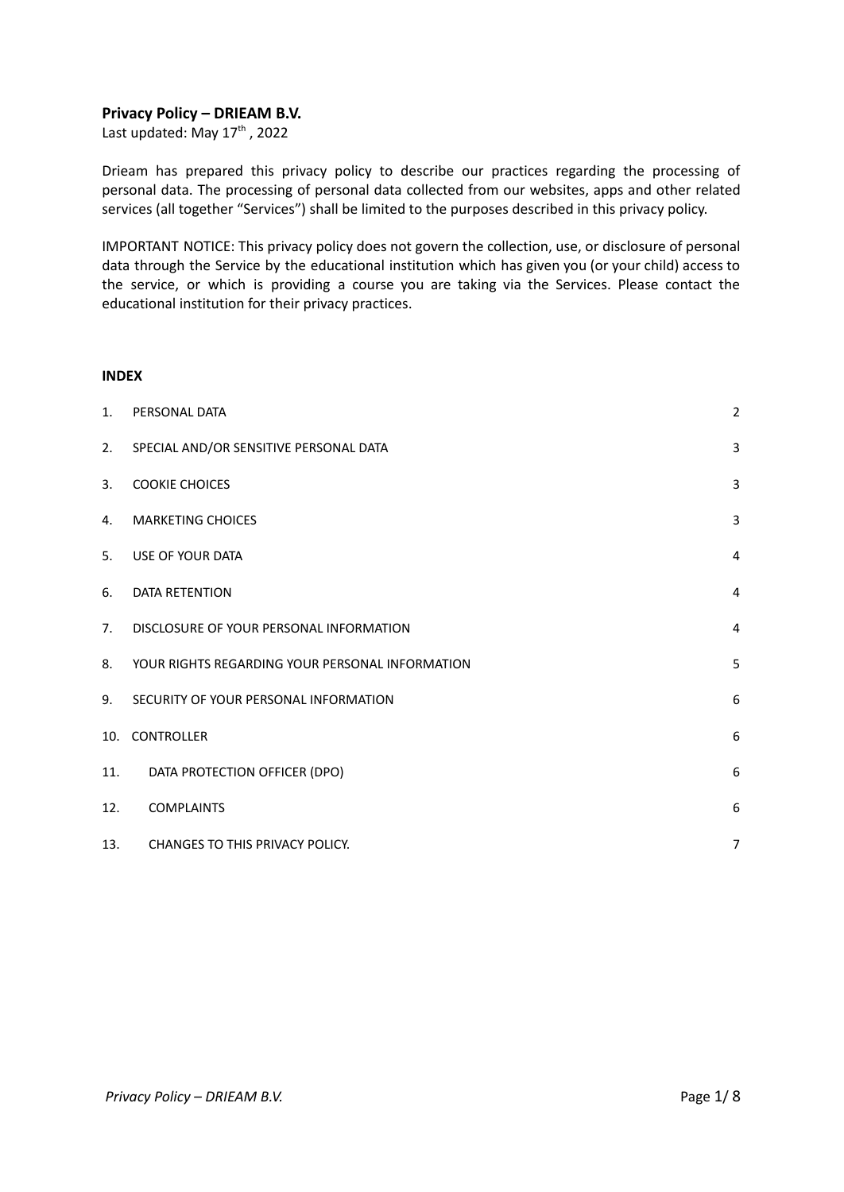# Privacy Policy – DRIEAM B.V.

Last updated: May 17th , 2022

Drieam has prepared this privacy policy to describe our practices regarding the processing of personal data. The processing of personal data collected from our websites, apps and other related services (all together "Services") shall be limited to the purposes described in this privacy policy.

IMPORTANT NOTICE: This privacy policy does not govern the collection, use, or disclosure of personal data through the Service by the educational institution which has given you (or your child) access to the service, or which is providing a course you are taking via the Services. Please contact the educational institution for their privacy practices.

**INDEX**

| | | |
|---|---|---|
| 1. | PERSONAL DATA | 2 |
| 2. | SPECIAL AND/OR SENSITIVE PERSONAL DATA | 3 |
| 3. | COOKIE CHOICES | 3 |
| 4. | MARKETING CHOICES | 3 |
| 5. | USE OF YOUR DATA | 4 |
| 6. | DATA RETENTION | 4 |
| 7. | DISCLOSURE OF YOUR PERSONAL INFORMATION | 4 |
| 8. | YOUR RIGHTS REGARDING YOUR PERSONAL INFORMATION | 5 |
| 9. | SECURITY OF YOUR PERSONAL INFORMATION | 6 |
| 10. | CONTROLLER | 6 |
| 11. | DATA PROTECTION OFFICER (DPO) | 6 |
| 12. | COMPLAINTS | 6 |
| 13. | CHANGES TO THIS PRIVACY POLICY. | 7 |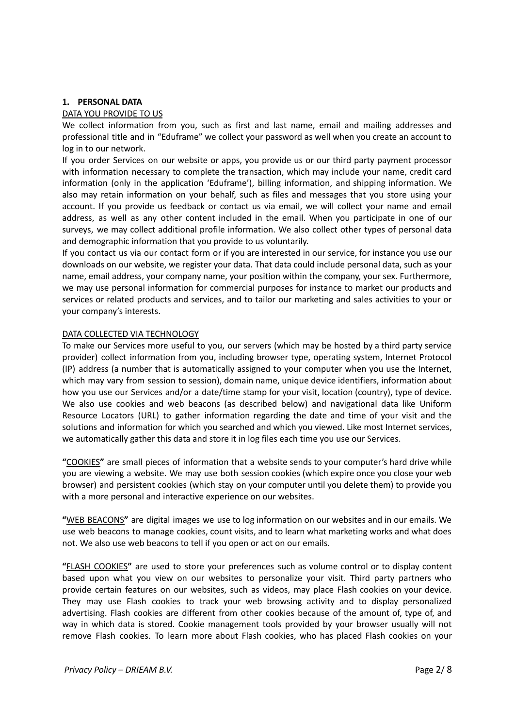## 1. PERSONAL DATA

DATA YOU PROVIDE TO US

We collect information from you, such as first and last name, email and mailing addresses and professional title and in "Eduframe" we collect your password as well when you create an account to log in to our network.

If you order Services on our website or apps, you provide us or our third party payment processor with information necessary to complete the transaction, which may include your name, credit card information (only in the application 'Eduframe'), billing information, and shipping information. We also may retain information on your behalf, such as files and messages that you store using your account. If you provide us feedback or contact us via email, we will collect your name and email address, as well as any other content included in the email. When you participate in one of our surveys, we may collect additional profile information. We also collect other types of personal data and demographic information that you provide to us voluntarily.

If you contact us via our contact form or if you are interested in our service, for instance you use our downloads on our website, we register your data. That data could include personal data, such as your name, email address, your company name, your position within the company, your sex. Furthermore, we may use personal information for commercial purposes for instance to market our products and services or related products and services, and to tailor our marketing and sales activities to your or your company's interests.

DATA COLLECTED VIA TECHNOLOGY

To make our Services more useful to you, our servers (which may be hosted by a third party service provider) collect information from you, including browser type, operating system, Internet Protocol (IP) address (a number that is automatically assigned to your computer when you use the Internet, which may vary from session to session), domain name, unique device identifiers, information about how you use our Services and/or a date/time stamp for your visit, location (country), type of device. We also use cookies and web beacons (as described below) and navigational data like Uniform Resource Locators (URL) to gather information regarding the date and time of your visit and the solutions and information for which you searched and which you viewed. Like most Internet services, we automatically gather this data and store it in log files each time you use our Services.

**"**COOKIES**"** are small pieces of information that a website sends to your computer's hard drive while you are viewing a website. We may use both session cookies (which expire once you close your web browser) and persistent cookies (which stay on your computer until you delete them) to provide you with a more personal and interactive experience on our websites.

**"**WEB BEACONS**"** are digital images we use to log information on our websites and in our emails. We use web beacons to manage cookies, count visits, and to learn what marketing works and what does not. We also use web beacons to tell if you open or act on our emails.

**"**FLASH COOKIES**"** are used to store your preferences such as volume control or to display content based upon what you view on our websites to personalize your visit. Third party partners who provide certain features on our websites, such as videos, may place Flash cookies on your device. They may use Flash cookies to track your web browsing activity and to display personalized advertising. Flash cookies are different from other cookies because of the amount of, type of, and way in which data is stored. Cookie management tools provided by your browser usually will not remove Flash cookies. To learn more about Flash cookies, who has placed Flash cookies on your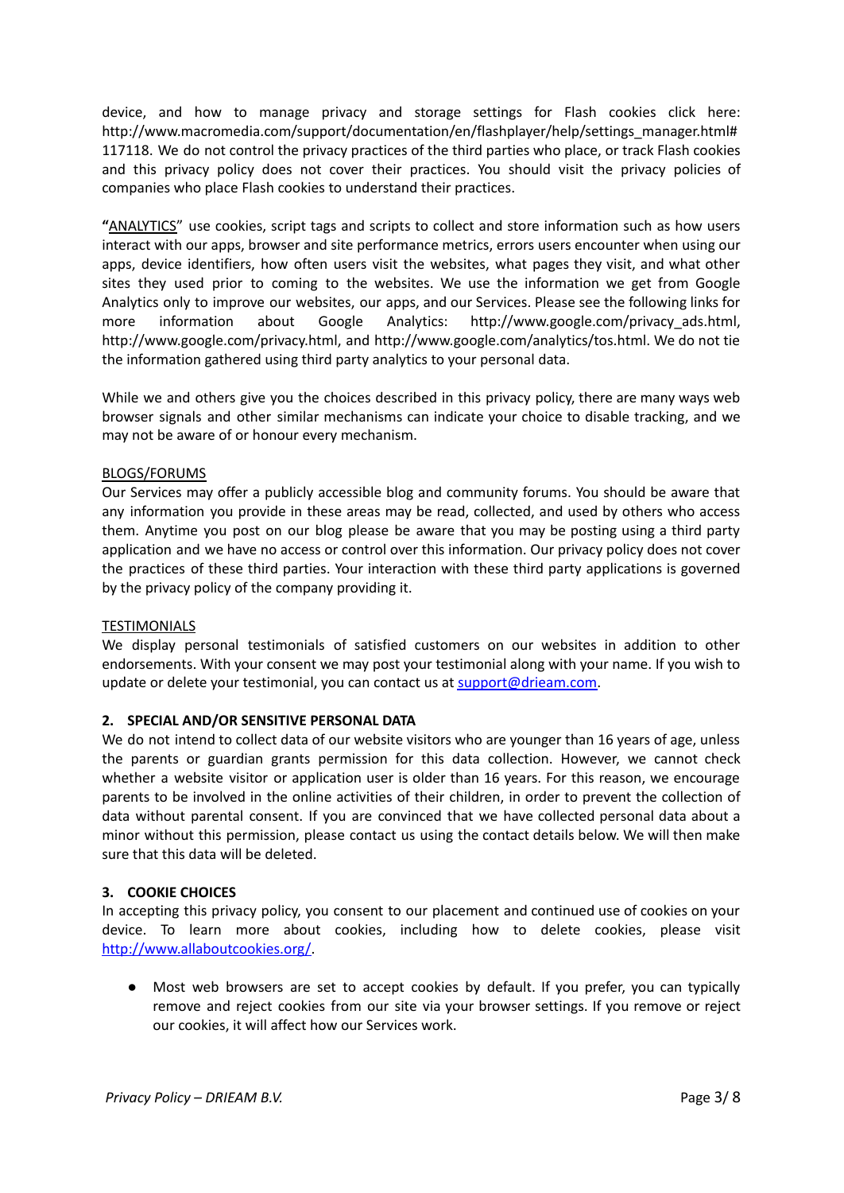device, and how to manage privacy and storage settings for Flash cookies click here: http://www.macromedia.com/support/documentation/en/flashplayer/help/settings_manager.html#117118. We do not control the privacy practices of the third parties who place, or track Flash cookies and this privacy policy does not cover their practices. You should visit the privacy policies of companies who place Flash cookies to understand their practices.

**"**ANALYTICS" use cookies, script tags and scripts to collect and store information such as how users interact with our apps, browser and site performance metrics, errors users encounter when using our apps, device identifiers, how often users visit the websites, what pages they visit, and what other sites they used prior to coming to the websites. We use the information we get from Google Analytics only to improve our websites, our apps, and our Services. Please see the following links for more information about Google Analytics: http://www.google.com/privacy_ads.html, http://www.google.com/privacy.html, and http://www.google.com/analytics/tos.html. We do not tie the information gathered using third party analytics to your personal data.

While we and others give you the choices described in this privacy policy, there are many ways web browser signals and other similar mechanisms can indicate your choice to disable tracking, and we may not be aware of or honour every mechanism.

BLOGS/FORUMS

Our Services may offer a publicly accessible blog and community forums. You should be aware that any information you provide in these areas may be read, collected, and used by others who access them. Anytime you post on our blog please be aware that you may be posting using a third party application and we have no access or control over this information. Our privacy policy does not cover the practices of these third parties. Your interaction with these third party applications is governed by the privacy policy of the company providing it.

TESTIMONIALS

We display personal testimonials of satisfied customers on our websites in addition to other endorsements. With your consent we may post your testimonial along with your name. If you wish to update or delete your testimonial, you can contact us at support@drieam.com.

## 2. SPECIAL AND/OR SENSITIVE PERSONAL DATA

We do not intend to collect data of our website visitors who are younger than 16 years of age, unless the parents or guardian grants permission for this data collection. However, we cannot check whether a website visitor or application user is older than 16 years. For this reason, we encourage parents to be involved in the online activities of their children, in order to prevent the collection of data without parental consent. If you are convinced that we have collected personal data about a minor without this permission, please contact us using the contact details below. We will then make sure that this data will be deleted.

## 3. COOKIE CHOICES

In accepting this privacy policy, you consent to our placement and continued use of cookies on your device. To learn more about cookies, including how to delete cookies, please visit http://www.allaboutcookies.org/.

- Most web browsers are set to accept cookies by default. If you prefer, you can typically remove and reject cookies from our site via your browser settings. If you remove or reject our cookies, it will affect how our Services work.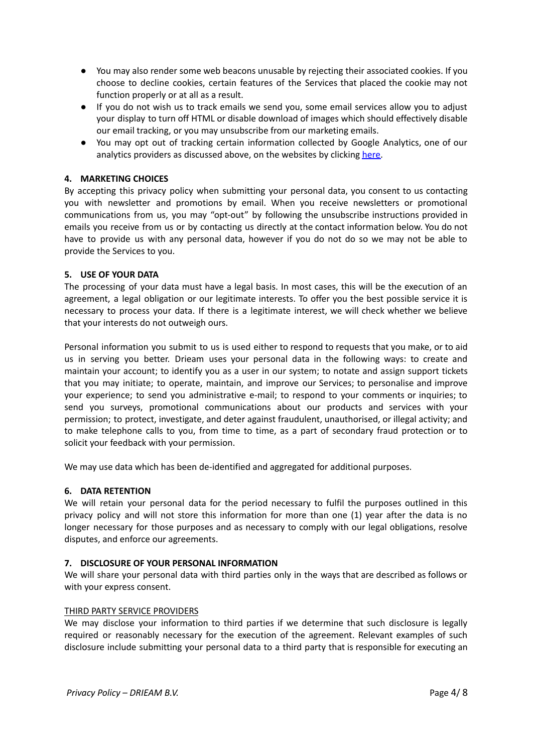- You may also render some web beacons unusable by rejecting their associated cookies. If you choose to decline cookies, certain features of the Services that placed the cookie may not function properly or at all as a result.
- If you do not wish us to track emails we send you, some email services allow you to adjust your display to turn off HTML or disable download of images which should effectively disable our email tracking, or you may unsubscribe from our marketing emails.
- You may opt out of tracking certain information collected by Google Analytics, one of our analytics providers as discussed above, on the websites by clicking here.

## 4. MARKETING CHOICES

By accepting this privacy policy when submitting your personal data, you consent to us contacting you with newsletter and promotions by email. When you receive newsletters or promotional communications from us, you may "opt-out" by following the unsubscribe instructions provided in emails you receive from us or by contacting us directly at the contact information below. You do not have to provide us with any personal data, however if you do not do so we may not be able to provide the Services to you.

## 5. USE OF YOUR DATA

The processing of your data must have a legal basis. In most cases, this will be the execution of an agreement, a legal obligation or our legitimate interests. To offer you the best possible service it is necessary to process your data. If there is a legitimate interest, we will check whether we believe that your interests do not outweigh ours.

Personal information you submit to us is used either to respond to requests that you make, or to aid us in serving you better. Drieam uses your personal data in the following ways: to create and maintain your account; to identify you as a user in our system; to notate and assign support tickets that you may initiate; to operate, maintain, and improve our Services; to personalise and improve your experience; to send you administrative e-mail; to respond to your comments or inquiries; to send you surveys, promotional communications about our products and services with your permission; to protect, investigate, and deter against fraudulent, unauthorised, or illegal activity; and to make telephone calls to you, from time to time, as a part of secondary fraud protection or to solicit your feedback with your permission.

We may use data which has been de-identified and aggregated for additional purposes.

## 6. DATA RETENTION

We will retain your personal data for the period necessary to fulfil the purposes outlined in this privacy policy and will not store this information for more than one (1) year after the data is no longer necessary for those purposes and as necessary to comply with our legal obligations, resolve disputes, and enforce our agreements.

## 7. DISCLOSURE OF YOUR PERSONAL INFORMATION

We will share your personal data with third parties only in the ways that are described as follows or with your express consent.

THIRD PARTY SERVICE PROVIDERS

We may disclose your information to third parties if we determine that such disclosure is legally required or reasonably necessary for the execution of the agreement. Relevant examples of such disclosure include submitting your personal data to a third party that is responsible for executing an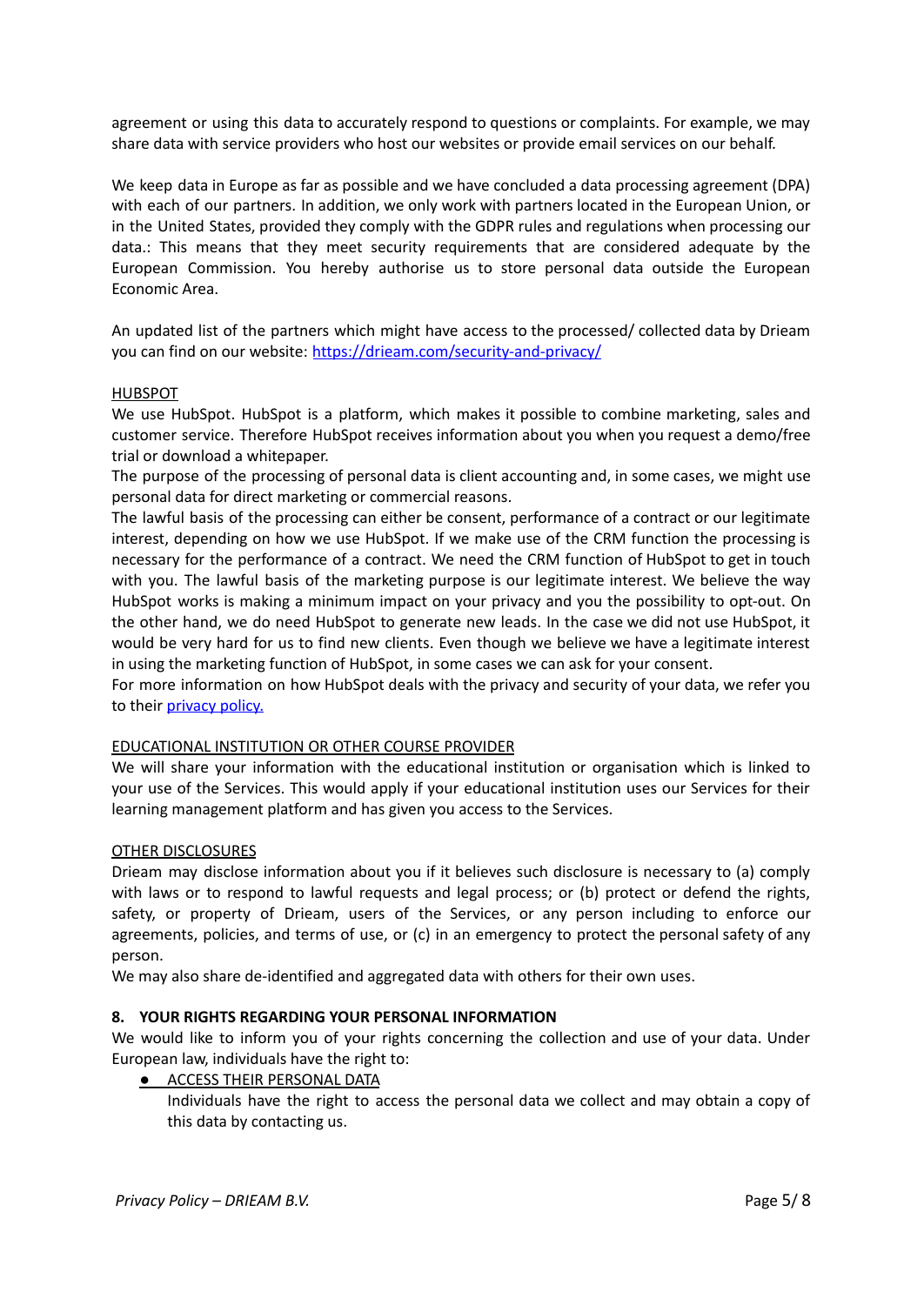agreement or using this data to accurately respond to questions or complaints. For example, we may share data with service providers who host our websites or provide email services on our behalf.

We keep data in Europe as far as possible and we have concluded a data processing agreement (DPA) with each of our partners. In addition, we only work with partners located in the European Union, or in the United States, provided they comply with the GDPR rules and regulations when processing our data.: This means that they meet security requirements that are considered adequate by the European Commission. You hereby authorise us to store personal data outside the European Economic Area.

An updated list of the partners which might have access to the processed/ collected data by Drieam you can find on our website: [https://drieam.com/security-and-privacy/](https://drieam.com/security-and-privacy/)

<u>HUBSPOT</u>

We use HubSpot. HubSpot is a platform, which makes it possible to combine marketing, sales and customer service. Therefore HubSpot receives information about you when you request a demo/free trial or download a whitepaper.

The purpose of the processing of personal data is client accounting and, in some cases, we might use personal data for direct marketing or commercial reasons.

The lawful basis of the processing can either be consent, performance of a contract or our legitimate interest, depending on how we use HubSpot. If we make use of the CRM function the processing is necessary for the performance of a contract. We need the CRM function of HubSpot to get in touch with you. The lawful basis of the marketing purpose is our legitimate interest. We believe the way HubSpot works is making a minimum impact on your privacy and you the possibility to opt-out. On the other hand, we do need HubSpot to generate new leads. In the case we did not use HubSpot, it would be very hard for us to find new clients. Even though we believe we have a legitimate interest in using the marketing function of HubSpot, in some cases we can ask for your consent.

For more information on how HubSpot deals with the privacy and security of your data, we refer you to their privacy policy.

<u>EDUCATIONAL INSTITUTION OR OTHER COURSE PROVIDER</u>

We will share your information with the educational institution or organisation which is linked to your use of the Services. This would apply if your educational institution uses our Services for their learning management platform and has given you access to the Services.

<u>OTHER DISCLOSURES</u>

Drieam may disclose information about you if it believes such disclosure is necessary to (a) comply with laws or to respond to lawful requests and legal process; or (b) protect or defend the rights, safety, or property of Drieam, users of the Services, or any person including to enforce our agreements, policies, and terms of use, or (c) in an emergency to protect the personal safety of any person.

We may also share de-identified and aggregated data with others for their own uses.

## 8. YOUR RIGHTS REGARDING YOUR PERSONAL INFORMATION

We would like to inform you of your rights concerning the collection and use of your data. Under European law, individuals have the right to:

- <u>ACCESS THEIR PERSONAL DATA</u>

  Individuals have the right to access the personal data we collect and may obtain a copy of this data by contacting us.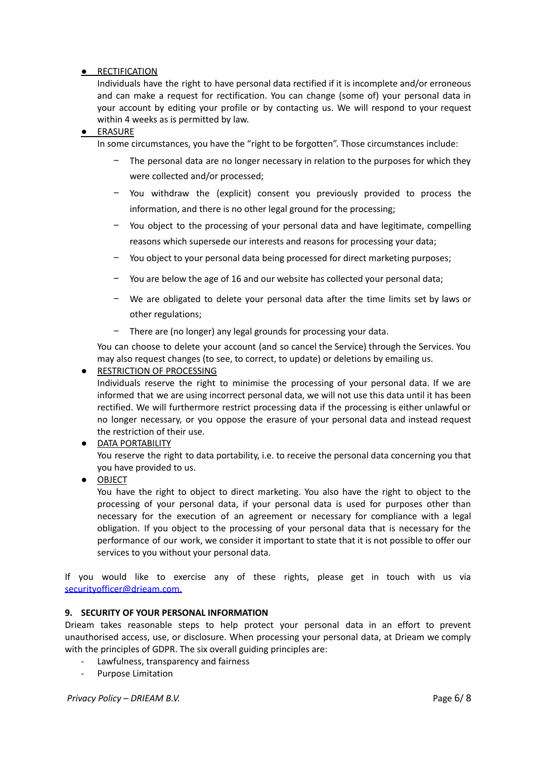- <u>RECTIFICATION</u>

  Individuals have the right to have personal data rectified if it is incomplete and/or erroneous and can make a request for rectification. You can change (some of) your personal data in your account by editing your profile or by contacting us. We will respond to your request within 4 weeks as is permitted by law.

- <u>ERASURE</u>

  In some circumstances, you have the "right to be forgotten". Those circumstances include:

  - The personal data are no longer necessary in relation to the purposes for which they were collected and/or processed;
  - You withdraw the (explicit) consent you previously provided to process the information, and there is no other legal ground for the processing;
  - You object to the processing of your personal data and have legitimate, compelling reasons which supersede our interests and reasons for processing your data;
  - You object to your personal data being processed for direct marketing purposes;
  - You are below the age of 16 and our website has collected your personal data;
  - We are obligated to delete your personal data after the time limits set by laws or other regulations;
  - There are (no longer) any legal grounds for processing your data.

  You can choose to delete your account (and so cancel the Service) through the Services. You may also request changes (to see, to correct, to update) or deletions by emailing us.

- <u>RESTRICTION OF PROCESSING</u>

  Individuals reserve the right to minimise the processing of your personal data. If we are informed that we are using incorrect personal data, we will not use this data until it has been rectified. We will furthermore restrict processing data if the processing is either unlawful or no longer necessary, or you oppose the erasure of your personal data and instead request the restriction of their use.

- <u>DATA PORTABILITY</u>

  You reserve the right to data portability, i.e. to receive the personal data concerning you that you have provided to us.

- <u>OBJECT</u>

  You have the right to object to direct marketing. You also have the right to object to the processing of your personal data, if your personal data is used for purposes other than necessary for the execution of an agreement or necessary for compliance with a legal obligation. If you object to the processing of your personal data that is necessary for the performance of our work, we consider it important to state that it is not possible to offer our services to you without your personal data.

If you would like to exercise any of these rights, please get in touch with us via securityofficer@drieam.com.

**9. SECURITY OF YOUR PERSONAL INFORMATION**

Drieam takes reasonable steps to help protect your personal data in an effort to prevent unauthorised access, use, or disclosure. When processing your personal data, at Drieam we comply with the principles of GDPR. The six overall guiding principles are:

- Lawfulness, transparency and fairness
- Purpose Limitation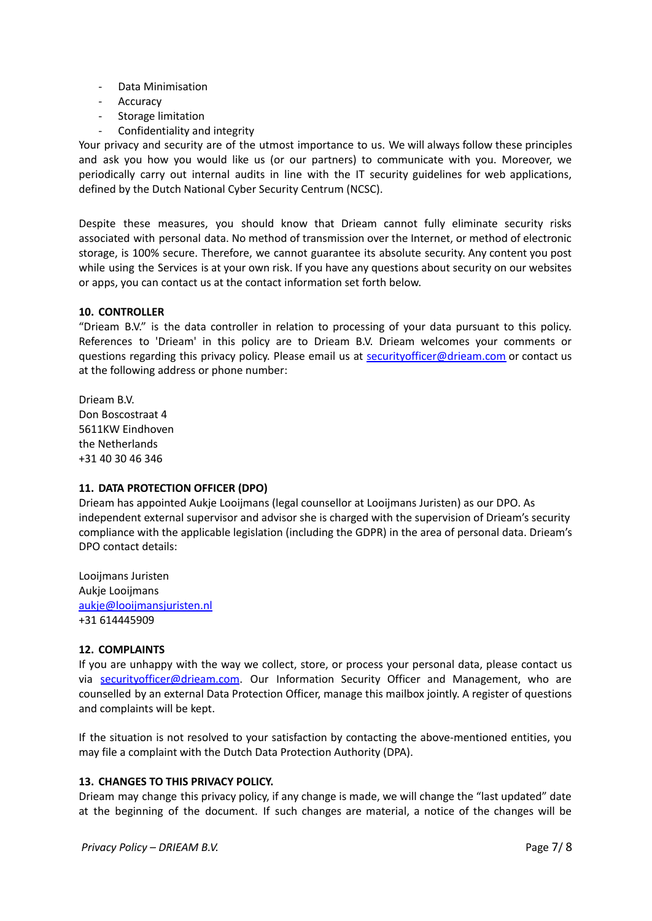- Data Minimisation
- Accuracy
- Storage limitation
- Confidentiality and integrity

Your privacy and security are of the utmost importance to us. We will always follow these principles and ask you how you would like us (or our partners) to communicate with you. Moreover, we periodically carry out internal audits in line with the IT security guidelines for web applications, defined by the Dutch National Cyber Security Centrum (NCSC).

Despite these measures, you should know that Drieam cannot fully eliminate security risks associated with personal data. No method of transmission over the Internet, or method of electronic storage, is 100% secure. Therefore, we cannot guarantee its absolute security. Any content you post while using the Services is at your own risk. If you have any questions about security on our websites or apps, you can contact us at the contact information set forth below.

## 10. CONTROLLER

"Drieam B.V." is the data controller in relation to processing of your data pursuant to this policy. References to 'Drieam' in this policy are to Drieam B.V. Drieam welcomes your comments or questions regarding this privacy policy. Please email us at securityofficer@drieam.com or contact us at the following address or phone number:

Drieam B.V.
Don Boscostraat 4
5611KW Eindhoven
the Netherlands
+31 40 30 46 346

## 11. DATA PROTECTION OFFICER (DPO)

Drieam has appointed Aukje Looijmans (legal counsellor at Looijmans Juristen) as our DPO. As independent external supervisor and advisor she is charged with the supervision of Drieam's security compliance with the applicable legislation (including the GDPR) in the area of personal data. Drieam's DPO contact details:

Looijmans Juristen
Aukje Looijmans
aukje@looijmansjuristen.nl
+31 614445909

## 12. COMPLAINTS

If you are unhappy with the way we collect, store, or process your personal data, please contact us via securityofficer@drieam.com. Our Information Security Officer and Management, who are counselled by an external Data Protection Officer, manage this mailbox jointly. A register of questions and complaints will be kept.

If the situation is not resolved to your satisfaction by contacting the above-mentioned entities, you may file a complaint with the Dutch Data Protection Authority (DPA).

## 13. CHANGES TO THIS PRIVACY POLICY.

Drieam may change this privacy policy, if any change is made, we will change the "last updated" date at the beginning of the document. If such changes are material, a notice of the changes will be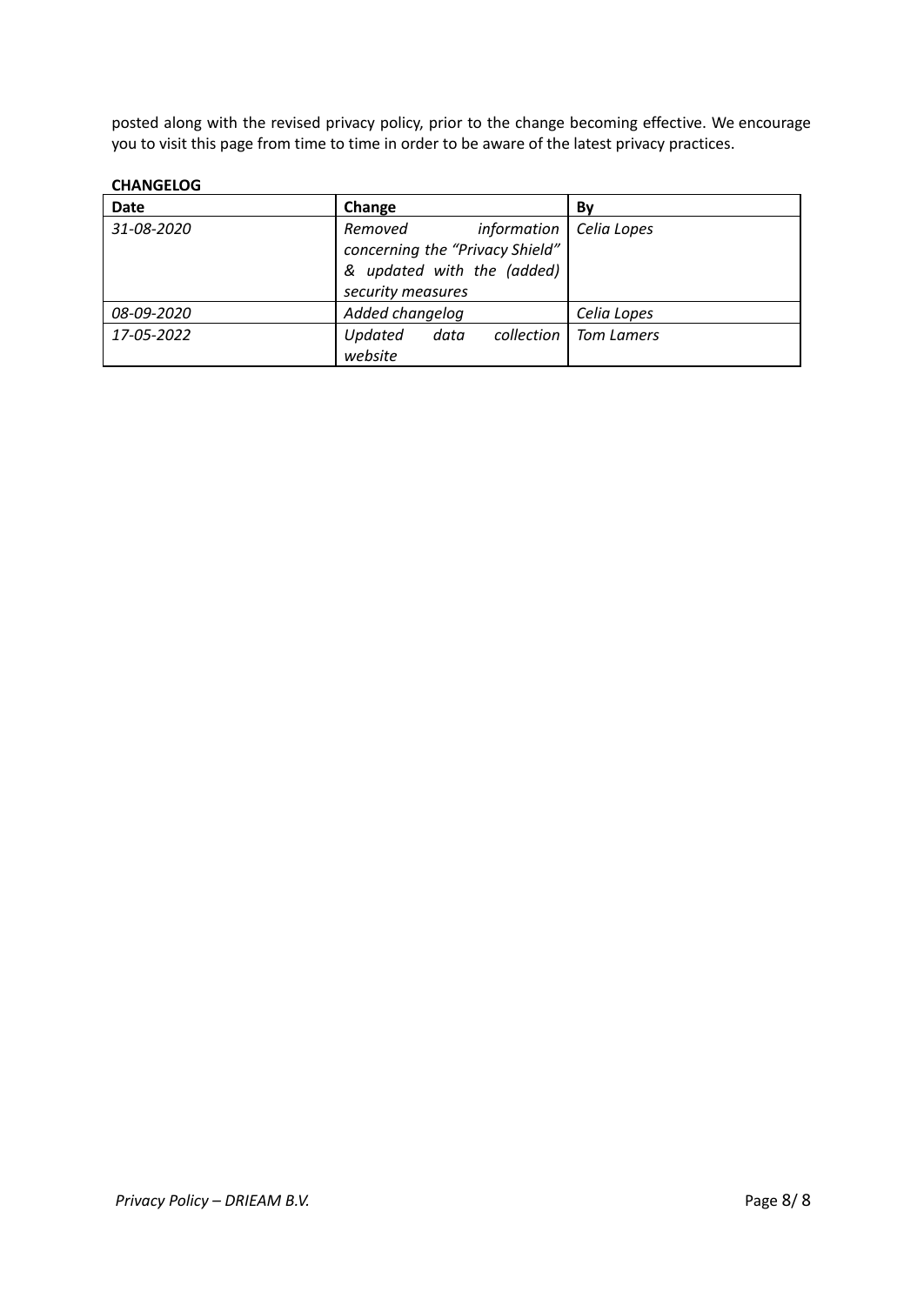posted along with the revised privacy policy, prior to the change becoming effective. We encourage you to visit this page from time to time in order to be aware of the latest privacy practices.

**CHANGELOG**

| Date | Change | By |
|---|---|---|
| *31-08-2020* | *Removed information concerning the "Privacy Shield" & updated with the (added) security measures* | *Celia Lopes* |
| *08-09-2020* | *Added changelog* | *Celia Lopes* |
| *17-05-2022* | *Updated data collection website* | *Tom Lamers* |